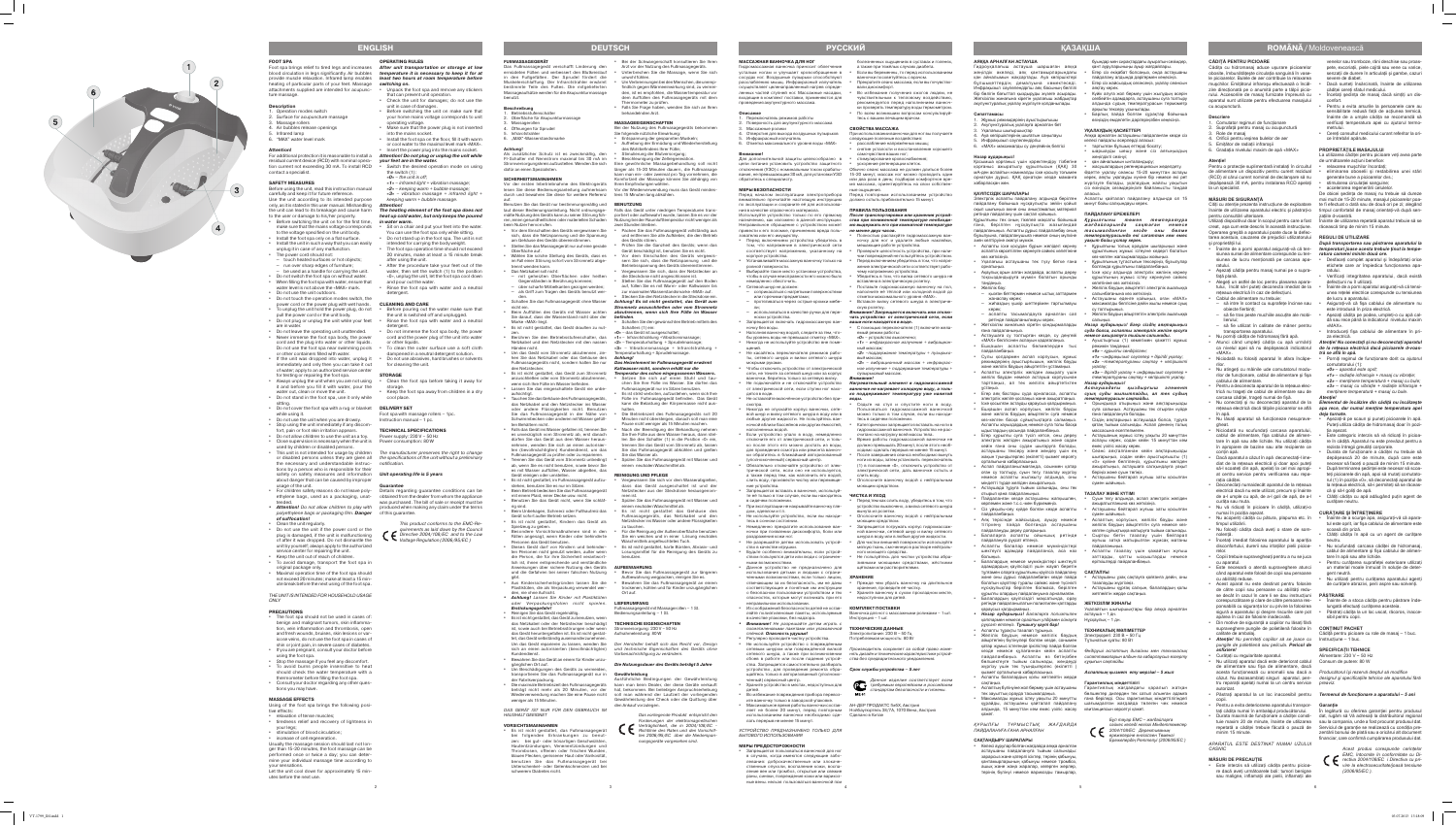# ENGLISH

## FOOT SPA

Foot spa brings relief to tired legs and increases blood circulation in legs significantly. Air bubbles provide muscle relaxation. Infrared lamp provides heating of particular parts of your feet. Massage attachments supplied are intended for acupuncture massage.

### Description
1. Operation modes switch
2. Surface for acupuncture massage
3. Massage rollers
4. Anti-splash removable edges
5. Infrared lamp
6. "MAX" water level mark

**Attention!**
For additional protection it is reasonable to install a residual current device (RCD) with nominal operation current not exceeding 30 mA. To install RCD contact a specialist.

## SAFETY MEASURES

Before using the unit, read this instruction manual carefully and keep it for future reference.

Use the unit according to its intended purpose only, as it is stated in this user manual. Mishandling the unit can lead to its breakage and cause harm to the user or damage to his/her property.

- Before switching the unit on for the first time, make sure that the mains voltage corresponds to the voltage specified on the unit body.
- Install the foot spa only on a flat surface.
- Install the unit in such a way that you can easily unplug it in case of any malfunction.
- The power cord should not:
  - touch heated surfaces or hot objects;
  - run over sharp edges of furniture;
  - be used as a handle for carrying the unit.
- Do not switch the foot spa on without water.
- When filling the foot spa with water, ensure that water level is not above the «MAX» mark.
- Do not use the unit outdoors.
- Do not touch the operation modes switch, the power cord or the power plug with wet hands.
- To unplug the unit hold the power plug, do not pull the power cord or the unit body.
- Do not plug or unplug the unit with your feet in water.
- Do not leave the operating unit unattended.
- Never immerse the foot spa body, the power cord and the plug into water or other liquids.
- Do not use the foot spa near swimming pools or other containers filled with water.
- If the unit has tipped into water, unplug it immediately and only then you can take it out of water; apply to an authorized service center for testing or repairing the foot spa.
- Always unplug the unit when you are not using it and before you fill it with water, pour the water out, clean or move the unit.
- Do not stand in the foot spa, use it only while sitting.
- Do not cover the foot spa with a rug or blanket while using it.
- Do not use the unit when you are drowsy.
- Stop using the unit immediately if any discomfort, pain or foot skin irritation appears.
- Do not allow children to use the unit as a toy.
- Close supervision is necessary when the unit is used by children or disabled persons.
- This unit is not intended for usage by children or disabled persons unless they are given all the necessary and understandable instructions by a person who is responsible for their safety on safety measures and information about danger that can be caused by improper usage of the unit.
- For children safety reasons do not leave polyethylene bags, used as a packaging, unattended.

**Attention!** Do not allow children to play with polyethylene bags or packaging film. **Danger of suffocation!**

- Clean the unit regularly.
- Do not use the unit if the power cord or the plug is damaged, if the unit is malfunctioning or after it was dropped. Do not dismantle the unit by yourself, always apply to the authorized service center for repairing the unit.
- Keep the unit out of reach of children.
- To avoid damage, transport the foot spa in original package only.
- Maximal operation time of the foot spa should not exceed 20 minutes; make at least a 15 minutes break before the next using of the foot spa.

*THE UNIT IS INTENDED FOR HOUSEHOLD USAGE ONLY*

## PRECAUTIONS

- The foot spa should not be used in cases of: benign and malignant tumors, skin inflammation, vein inflammation and thrombosis, open and fresh wounds, bruises, skin lesions or varicose veins, do not use the foot spa in cases of skin or joint pain, in severe cases of diabetes. If you are pregnant, consult your doctor before using the foot spa.
- Stop the massage if you feel any discomfort.
- To avoid burns, people insensitive to heat should check the water temperature with a thermometer before filling the foot spa.
- Consult your doctor regarding any other questions you may have.

## MASSAGE EFFECTS

Using of the foot spa brings the following positive effects:
- relaxation of tense muscles;
- tiredness relief and recovery of lightness in your feet;
- stimulation of blood circulation;
- increase of cell regeneration.

Usually the massage session should last not longer than 15-20 minutes, the first massages can be practiced once or twice a day, you can determine your individual massage time according to your sensations.

Let the unit cool down for approximately 15 minutes before the next use.

## OPERATING RULES

***After unit transportation or storage at low temperature it is necessary to keep it for at least two hours at room temperature before switching on.***

- Unpack the foot spa and remove any stickers that can prevent unit operation.
- Check the unit for damages; do not use the unit in case of damages.
- Before switching the unit on make sure that your home mains voltage corresponds to unit operating voltage.
- Make sure that the power plug is not inserted into the mains socket.
- Install the foot spa on the floor, fill it with warm or cool water to the maximal level mark «MAX». Insert the power plug into the mains socket.

***Attention! Do not plug in or unplug the unit while your feet are in the water.***

- Switch the desired operation mode on using the switch (1):
  - «0» – the unit is off;
  - «I» – infrared light + vibration massage;
  - «II» – keeping warm + bubble massage;
  - «III» – vibration massage + infrared light + keeping warm + bubble massage.

***Attention!***
***The heating element of the foot spa does not heat up cold water, but only keeps the temperature of warm water.***

- Sit in a chair and put your feet into the water. You can use the foot spa only while sitting.
- Do not stand up in the foot spa. This unit is not intended for carrying the body weight.
- The foot spa operation time should not exceed 20 minutes, make at least a 15 minute break after using the unit.
- After the procedure take your feet out of the water, turn the unit off, set the switch (1) to the position «0», unplug the unit, let the foot spa cool down and pour out the water.
- Rinse the foot spa with water and a neutral detergent.

## CLEANING AND CARE

- Before pouring out the water make sure that the unit is switched off and unplugged.
- Rinse the foot spa with water and a neutral detergent.
- Do not immerse the foot spa body, the power cord and the power plug of the unit into water or other liquids.
- To clean the outer surface use a soft cloth dampened in a neutral detergent solution.
- Do not use abrasives, hard brushes or solvents for cleaning the unit.

## STORAGE

- Clean the foot spa before taking it away for storage.
- Keep the foot spa away from children in a dry cool place.

## DELIVERY SET

Foot spa with massage rollers – 1pc.
Instruction manual – 1 pc.

## TECHNICAL SPECIFICATIONS

Power supply: 230 V ~ 50 Hz
Power consumption: 80 W

*The manufacturer preserves the right to change the specifications of the unit without a preliminary notification.*

***Unit operating life is 5 years***

### Guarantee

Details regarding guarantee conditions can be obtained from the dealer from whom the appliance was purchased. The bill of sale or receipt must be produced when making any claim under the terms of this guarantee.

*This product conforms to the EMC-Requirements as laid down by the Council Directive 2004/108/EC and to the Low Voltage Regulation (2006/95/EC).*

# DEUTSCH

## FUSSMASSAGEGERÄT

Das Fußmassagegerät beseitigt Ermüdung der ermüdeten Füße und verbessert die Blutzirkulation in den Füßen. Die Sprudel fördert die Muskelentspannung. Die Infrarotstrahler erwärmt bestimmte Teile der Füße. Die mitgelieferten Massageaufsätze werden für die Akupunkturmassage benutzt.

### Beschreibung
1. Betriebsstufenschalter
2. Oberfläche für Akupunktmassage
3. Massagerollen
4. Abnehmbarer Spritzschutz
5. Infrarotstrahler
6. „MAX"-Wasserstandsmarke

**Achtung!**
Als zusätzlicher Schutz ist es zweckmäßig, den FI-Schalter mit Nennstrom maximal bis 30 mA im Stromversorgungskreis aufzustellen. Wenden Sie sich dafür an einen Spezialisten.

## SICHERHEITSMASSNAHMEN

Vor der ersten Inbetriebnahme des Gerätes lesen Sie diese Bedienungsanleitung aufmerksam durch und bewahren Sie diese für weitere Referenz auf.

Benutzen Sie das Gerät nur bestimmungsgemäß und laut dieser Anleitung. Nicht sachgemäßer Umgang mit dem Gerät kann zu seiner Beschädigung, zum gesundheitlichen oder materiellen Schaden beim Nutzer führen.

- Vor der ersten Inbetriebnahme des Gerätes vergewissern Sie sich, dass die Netzspannung und die Betriebsspannung des Gerätes übereinstimmen.
- Stellen Sie das Massagegerät nur auf eine gerade Oberfläche auf.
- Stellen Sie das Gerät so auf, dass Sie es im Falle einer Störung schnell vom Stromnetz abgetrennt werden kann.
- Das Netzkabel soll nicht:
  - heiße Oberflächen oder heiße Gegenstände berühren;
  - über scharfe Möbelkanten gezogen werden;
  - als Griff zum Tragen des Gerätes benutzt werden.
- Schalten Sie das Fußmassagegerät ohne Wasser nicht ein.
- Beim Auffüllen des Gerätes mit Wasser achten Sie darauf, dass der Wasserstand nicht über die Marke «MAX» liegt.
- Es ist nicht gestattet, das Gerät draußen zu nutzen.
- Berühren Sie den Betriebsstufenschalter, das Netzkabel und den Netzstecker mit nassen Händen nicht.
- Um das Gerät vom Stromnetz abzutrennen, ziehen Sie den Netzstecker, ziehen Sie dabei nicht am Netzkabel oder am Gehäuse.
- Stecken Sie den Netzstecker in die Steckdose nicht ein und ziehen Sie ihn nicht aus, wenn sich Ihre Füße im Wasser befinden.
- Lassen Sie das eingeschaltete Gerät nie ohne Aufsicht.
- Tauchen Sie das Gehäuse des Massagegerätes, das Netzkabel und den Netzstecker ins Wasser oder in andere Flüssigkeiten nicht ein.
- Es ist nicht gestattet, das Gerät neben Schwimmbecken oder anderen mit Wasser gefüllten Behältern zu benutzen.
- Falls das Gerät ins Wasser gefallen ist, trennen Sie es sofort vom Stromnetz ab, erst danach können Sie das Gerät aus dem Wasser herausnehmen. Wenden Sie sich an einen autorisierten Kundendienst zur Überprüfung oder Reparatur.
- Trennen Sie das Gerät immer vom Stromnetz ab, wenn Sie es nicht benutzen, sowie vor dem Wasserauffüllen, Wasserausgießen, Reinigen oder Transportieren.
- Es ist nicht gestattet, im Fußmassagegerät aufzustehen, benutzen Sie es nur im Sitzen.
- Beim Betrieb bedecken Sie das Fußmassagegerät mit einem Pled oder einer Decke nicht.
- Benutzen Sie das Gerät nicht, wenn Sie schläfrig sind.
- Beim Unbehagen, Schmerz oder Fußhautreizung stellen Sie die Gerätebenutzung sofort ein.
- Es ist nicht gestattet, Kindern das Gerät als Spielzeug zu geben.
- Besondere Aufmerksamkeit ist nötig, wenn Kinder oder behinderte Personen das Gerät benutzen.
- Dieses Gerät darf von Kindern und behinderten Personen nicht benutzt werden, außer wenn die Person, die für ihre Sicherheit verantwortlich ist, ihnen entsprechende und verständliche Anweisungen über sichere Nutzung des Gerätes und die Gefahren, die beim falschen Gebrauch entstehen können, gegeben hat.
- Aus Kindersicherheitsgründen lassen Sie die Plastiktüten, die als Verpackung verwendet werden, nie ohne Aufsicht.

***Achtung!*** Lassen Sie Kinder mit Plastiktüten oder Verpackungsfolien nicht spielen. ***Erstickungsgefahr!***

- Reinigen Sie das Gerät regelmäßig.
- Es ist nicht gestattet, das Gerät zu benutzen, wenn das Netzkabel oder der Netzstecker beschädigt ist, wenn es Betriebsstörungen gibt oder wenn das Gerät heruntergefallen ist. Es ist nicht gestattet, das Gerät selbständig auseinanderzunehmen. Um das Gerät reparieren zu lassen, wenden Sie sich an einen autorisierten (bevollmächtigten) Kundendienst.
- Bewahren Sie das Gerät an einem für Kinder unzugänglichen Ort auf.
- Um Beschädigungen des Gerätes zu vermeiden, transportieren Sie das Fußmassagegerät nur in der Fabrikverpackung.
- Die maximale Betriebsdauer des Fußmassagegerätes soll nicht mehr als 20 Minuten, vor der Wiederverwendung machen Sie eine Pause nicht weniger als 15 Minuten.

*DAS GERÄT IST NUR FÜR DEN GEBRAUCH IM HAUSHALT GEEIGNET*

## VORSICHTSMASSNAHMEN

- Es ist nicht gestattet, das Fußmassagegerät bei folgenden Erkrankungen zu benutzen: bei gut- oder bösartigen Geschwülsten, Hautentzündungen, Venenentzündungen und Thrombosen, offenen oder frischen Wunden, blauen Flecken, Hautschäden oder Krampfadern, benutzen Sie das Fußmassagegerät bei Hautschmerzen oder Gelenkschmerzen und bei schwerem Diabetes nicht. Falls Sie schwanger sind, konsultieren Sie Ihren Arzt vor der Benutzung des Fußmassagegerätes.
- Bei der Schwangerschaft konsultieren Sie Ihren Arzt vor der Nutzung des Fußmassagegerätes.
- Unterbrechen Sie die Massage, wenn Sie sich unwohl fühlen.
- Um Verbrennungen zu vermeiden, sollen die Menschen, die für Hitze unempfindlich sind, die Wassertemperatur mit einem Thermometer vor dem Auffüllen des Fußmassagegerätes prüfen.
- Falls Sie Fragen haben, wenden Sie sich an Ihren behandelnden Arzt.

## MASSAGEWIRKUNGEN

Bei der Nutzung des Fußmassagegerätes bekommen Sie folgende positive Wirkungen:
- Entspannung der gespannten Muskeln;
- Aufhebung der Ermüdung und Wiederherstellung der Leichtigkeit in den Füßen;
- Stimulierung der Blutzirkulation;
- Beschleunigung der Zellregeneration.

Eine gewöhnliche Massagebehandlung soll nicht länger als 15-20 Minuten dauern, die Fußmassage kann man ein- oder zweimal täglich machen, der Komfort und der Massagezeit können Sie abhängig von Ihrem Empfinden wählen.

Vor der Wiederverwendung lassen Sie das Gerät innerhalb 15 Minuten abkühlen.

## BENUTZUNG

***Nach dem Transport oder nach der Lagerung bei niedrigen Temperaturen lassen Sie das Gerät bei Zimmertemperatur mindestens zwei Stunden stehen.***

- Packen Sie das Fußmassagegerät aus und entfernen Sie alle Aufkleber, die den Betrieb des Gerätes stören.
- Prüfen Sie das Gerät auf Schäden, benutzen Sie es bei Beschädigungen nicht.
- Vor dem Einschalten des Gerätes vergewissern Sie sich, dass die Spannung und die Betriebsspannung des Gerätes übereinstimmen.
- Vergewissern Sie sich, dass der Netzstecker in die Steckdose nicht eingesteckt ist.
- Stellen Sie das Fußmassagegerät auf den Boden auf, füllen Sie es mit warmem oder kaltem Wasser bis zur Maximalstandsmarke «MAX» auf. Stecken Sie den Netzstecker in die Steckdose ein.

***Achtung! Es ist nicht gestattet, das Gerät vom Stromnetz anzuschließen oder vom Stromnetz abzutrennen, wenn Ihre Füße im Wasser sind.***

- Schalten Sie den gewünschten Betriebsmodus mit dem Schalter (1) ein:
  - «0» – das Gerät ist ausgeschaltet;
  - «I» – Infrarotstrahlung + Vibrationsmassage;
  - «II» – Temperaturhaltung + Sprudelmassage;
  - «III» – Vibrationsmassage + Infrarotstrahlung + Temperaturhaltung + Sprudelmassage.

***Achtung!***
***Das Heizelement des Fußmassagegerätes erhitzt kaltes Wasser nicht, sondern erhält nur die Temperatur des schon eingegossenen Wassers.***

- Setzen Sie sich auf einen Stuhl und tauchen Sie Ihre Füße ins Wasser. Sie dürfen das Fußmassagegerät nur im Sitzen benutzen.
- Es ist nicht gestattet, aufzustehen, wenn Ihre Füße im Fußmassagegerät befinden. Das Gerät kann die Belastung des Körpergewichts nicht aushalten.
- Die Betriebsdauer des Fußmassagegerätes soll 20 Minuten nicht übersteigen, danach soll man eine Pause nicht weniger als 15 Minuten machen.
- Nach der Beendigung der Behandlung nehmen Sie Ihre Füße aus dem Wasser heraus, stellen Sie den Schalter (1) in die Position «0», trennen Sie das Gerät vom Stromnetz ab, lassen Sie das Fußmassagegerät abkühlen und gießen Sie das Wasser ab.
- Spülen Sie das Fußmassagegerät mit Wasser und neutralem Waschmittel aus.

## REINIGUNG UND PFLEGE

- Vergewissern Sie sich vor dem Wasserausgießen, dass das Gerät ausgeschaltet ist und der Netzstecker aus der Steckdose herausgezogen ist.
- Spülen Sie das Fußmassagegerät mit Wasser und einem neutralen Waschmittel aus.
- Es ist nicht gestattet, das Gehäuse des Fußmassagegerätes, das Netzkabel und den Netzstecker ins Wasser oder andere Flüssigkeiten zu tauchen.
- Für die Reinigung der äußeren Oberfläche benutzen Sie ein weiches und in einer Lösung neutralen Waschmittels angefeuchtetes Tuch.
- Es ist nicht gestattet, harte Bürsten, Abrasiv- und Lösungsmittel für die Reinigung des Gerätes zu benutzen.

## AUFBEWAHRUNG

- Bevor Sie das Fußmassagegerät zur längeren Aufbewahrung weglegen, reinigen Sie es.
- Bewahren Sie das Fußmassagegerät an einem trockenen, kühlen und für Kinder unzugänglichen Ort auf.

## LIEFERUMFANG

Fußmassagegerät mit Massagerollen – 1 St.
Bedienungsanleitung – 1 St.

## TECHNISCHE EIGENSCHAFTEN

Stromversorgung: 230 V ~ 50 Hz
Aufnahmeleistung: 80 W

*Der Hersteller behält sich das Recht vor, Design und technische Eigenschaften des Gerätes ohne Vorbenachrichtigung zu verändern.*

***Die Nutzungsdauer des Gerätes beträgt 5 Jahre***

### Gewährleistung

Ausführliche Bedingungen der Gewährleistung kann man beim Dealer, der diese Geräte verkauft hat, bekommen. Bei beliebigen Ansprüchen soll man während der laufenden Gewährleistungsfrist den Check oder die Quittung über den Ankauf vorlegen.

*Das vorliegende Produkt entspricht den Forderungen der elektromagnetischen Verträglichkeit, die in 2004/108/EC - Richtlinie des Rates und den Vorschriften 2006/95/EC über die Niederspannungsgeräte vorgesehen sind.*

# РУССКИЙ

## МАССАЖНАЯ ВАННОЧКА ДЛЯ НОГ

Гидромассажная ванночка снимет напряжение усталых ног и улучшает кровообращение в нижних конечностях. Воздушные пузырьки способствуют расслаблению мышц. Инфракрасный излучатель производит прогревание отдельных участков стоп. Прилагаемые массажные насадки предназначены для проведения акупунктурного массажа.

### Описание
1. Переключатель режимов работы
2. Поверхность для акупунктурного массажа
3. Массажные ролики
4. Съемные бортики-защита от брызг
5. Инфракрасный излучатель
6. Отметка максимального уровня воды «MAX»

**Внимание!**
Для дополнительной защиты целесообразно установить в цепи питания устройство защитного отключения (УЗО) с номинальным током срабатывания, не превышающим 30 мА, для установки УЗО обратитесь к специалисту.

## МЕРЫ БЕЗОПАСНОСТИ

Перед началом эксплуатации электроприбора внимательно прочитайте настоящее руководство по эксплуатации и сохраните его для использования в качестве справочного материала.

Используйте устройство только по его прямому назначению, как изложено в данной инструкции. Неправильное обращение с прибором может привести к его поломке, причинению вреда пользователю или его имуществу.

- Перед включением устройства убедитесь в том, что напряжение в электрической сети соответствует напряжению, указанному на корпусе устройства.
- Устанавливайте массажную ванночку только на ровную поверхность.
- Устанавливайте устройство таким образом, чтобы в случае неисправности его можно было немедленно отключить.
- Сетевой шнур не должен:
  - соприкасаться с горячими поверхностями или с горячими предметами;
  - проходить через острые кромки мебели;
  - использоваться в качестве ручки для переноски устройства.
- Запрещается включать гидромассажную ванночку без воды.
- Наполняя ванночку водой, следите за тем, чтобы уровень воды не превышал отметку «MAX».
- Никогда не используйте устройство вне помещений.
- Не касайтесь переключателя режимов работы, сетевого шнура и вилки сетевого шнура мокрыми руками.
- Чтобы отключить устройство от электрической сети, не тяните за сетевой шнур или за корпус устройства, а держитесь за вилку сетевого шнура.
- Не вставляйте вилку сетевого шнура в электрическую розетку и не вынимайте ее из электрической розетки, если ваши ноги находятся в воде.
- Не оставляйте включенное устройство без присмотра.
- Никогда не погружайте корпус ванночки, сетевой шнур и вилку сетевого шнура в воду или любые другие жидкости.
- Не используйте массажную ванночку вблизи плавательных бассейнов и других емкостей, наполненных водой.
- Если устройство упало в воду, немедленно отключите его от электрической сети, и только после этого можно достать его из воды; для проверки или ремонта ванночки обратитесь в авторизованный сервисный центр.
- Обязательно отключайте устройство от электрической сети, если вы им не пользуетесь, а также перед наполнением водой, выливанием воды, чисткой или перемещением устройства.
- Запрещается вставать в массажную ванночку, пользуйтесь ей только в положении сидя.
- Во время работы не накрывайте ванночку пледом или одеялом.
- Не пользуйтесь устройством, если вас клонит в сон.
- При возникновении неприятных ощущений, боли или раздражения кожи ног немедленно прекратите использование прибора.
- Не разрешайте детям использовать устройство в качестве игрушки.
- Будьте особенно внимательны, если рядом с работающим устройством находятся дети или лица с ограниченными возможностями.
- Данное устройство не предназначено для использования детьми и людьми с ограниченными возможностями, если только лицом, отвечающим за их безопасность, им не даны соответствующие и понятные им инструкции о безопасном пользовании устройством и тех опасностях, которые могут возникать при его неправильном использовании.
- Из соображений безопасности детей не оставляйте полиэтиленовые пакеты, используемые в качестве упаковки, без надзора.

***Внимание!*** Не разрешайте детям играть с полиэтиленовыми пакетами или упаковочной пленкой. ***Опасность удушья!***

- Регулярно проводите чистку устройства.
- Не используйте устройство с поврежденным сетевым шнуром или поврежденной вилкой сетевого шнура, а также при возникновении неисправностей в работе устройства или после его падения. Запрещается самостоятельно разбирать устройство, для проведения ремонта обращайтесь только в авторизованный (уполномоченный) сервисный центр.
- Храните устройство в местах, недоступных для детей.
- Во избежание повреждения прибора перевозите ванночку только в заводской упаковке.
- Максимальное время работы ванночки не должно превышать 20 минут, перед повторным использованием ванночки необходимо сделать перерыв не менее 15 минут.

*УСТРОЙСТВО ПРЕДНАЗНАЧЕНО ТОЛЬКО ДЛЯ БЫТОВОГО ИСПОЛЬЗОВАНИЯ*

## МЕРЫ ПРЕДОСТОРОЖНОСТИ

- Запрещается пользоваться ванночкой для ног в случаях, когда имеются следующие заболевания: доброкачественные или злокачественные опухоли, воспаление кожи, воспаление вен и тромбоз, открытые и свежие раны, синяки, повреждения кожи или варикозное расширение вен, не пользуйтесь ванночкой при болевых ощущениях в суставах и коже, в тяжелых случаях диабета. При беременности перед использованием ванночки проконсультируйтесь с врачом.
- Прекратите сеанс массажа, если вы почувствуете дискомфорт.
- Во избежание получения ожогов людям, не чувствительным к тепловому воздействию, рекомендуется перед наполнением ванночки проверять температуру воды термометром.
- По всем возникающим вопросам консультируйтесь с вашим лечащим врачом.

## СВОЙСТВА МАССАЖА

При использовании ванночки для ног вы получаете следующие положительные эффекты:
- расслабление напряженных мышц;
- снятие усталости и восстановление легкости в ногах;
- стимулирование кровообращения;
- ускорение регенерации клеток.

Обычно сеанс массажа не должен длиться более 15-20 минут, первые сеансы массажа можно проводить один или два раза в день, подобрать комфортное время массажа, удобное для вас вы можете исходя из собственных ощущений.

Перед повторным использованием устройства дайте ему остыть приблизительно 15 минут.

## ПРАВИЛА ПОЛЬЗОВАНИЯ

***После транспортировки или хранения устройства при пониженной температуре необходимо выдержать его при комнатной температуре не менее двух часов.***

- Распакуйте гидромассажную ванночку и удалите любые наклейки, мешающие работе устройства.
- Проверьте целостность устройства, при наличии повреждений не пользуйтесь устройством.
- Перед включением убедитесь в том, что напряжение электрической сети соответствует рабочему напряжению устройства.
- Убедитесь в том, что вилка сетевого шнура не вставлена в электрическую розетку.
- Поставьте гидромассажную ванночку на пол, наполните ее теплой или холодной водой до отметки максимального уровня «MAX». Вставьте вилку сетевого шнура в электрическую розетку.

***Внимание! Запрещается включать или отключать устройство от электрической сети, если ваши ноги находятся в воде.***

- С помощью переключателя (1) включите желаемый режим работы:
  - «0» – устройство выключено;
  - «I» – инфракрасное излучение + вибромассаж;
  - «II» – поддержание температуры + пузырьковый массаж;
  - «III» – вибрационный массаж + инфракрасное излучение + поддержание температуры + пузырьковый массаж.

***Внимание!***
***Нагревательный элемент в гидромассажной ванночке не нагревает холодную воду, а только поддерживает температуру уже налитой воды.***

- Сядьте на стул и опустите ноги в воду. Пользоваться гидромассажной ванночкой можно только в положении сидя.
- Не вставайте в ванночку. Данное устройство не рассчитано на вес тела.
- Время работы гидромассажной ванночки не должно превышать 20 минут, после окончания процедуры сделайте перерыв не менее 15 минут.
- После окончания процедуры выньте ноги из воды, установите переключатель (1) в положение «0», отключите устройство от электрической сети, дайте ванночке остыть и слейте воду.
- Ополосните ванночку водой с нейтральным моющим средством.

## ЧИСТКА И УХОД

- Перед тем как слить воду, убедитесь в том, что устройство выключено, а вилка сетевого шнура вынута из розетки.
- Ополосните ванночку водой с нейтральным моющим средством.
- Запрещается погружать корпус гидромассажной ванночки, сетевой шнур и вилку сетевого шнура в воду или в любые другие жидкости.
- Для чистки внешней поверхности используйте мягкую ткань, смоченную в растворе нейтрального моющего средства.
- Не используйте для чистки устройства абразивные моющие средства, жесткие щетки или растворители.

## ХРАНЕНИЕ

- Перед тем как убрать ванночку на длительное хранение, проведите ее чистку.
- Храните ванночку в сухом прохладном месте, недоступном для детей.

## КОМПЛЕКТ ПОСТАВКИ

Ванночка для ног с массажными роликами – 1 шт.
Инструкция – 1 шт.

## ТЕХНИЧЕСКИЕ ХАРАКТЕРИСТИКИ

Электропитание: 230 В ~ 50 Гц
Потребляемая мощность: 80 Вт

*Производитель сохраняет за собой право изменять дизайн и технические характеристики устройства без предварительного уведомления.*

***Срок службы устройства – 5 лет***

*Данное изделие соответствует всем требуемым европейским и российским стандартам безопасности и гигиены.*

Ан ДВР ПРОДАКТС ЛИМ, Австрия
Н.-Хейлигенштадтерштр. 25/70, 1070 Вена, Австрия
Сделано в Китае

# ҚАЗАҚША

## АЯҚҚА АРНАЛҒАН ВАННА

Гидромассаждық ванна шаршаған аяқтың кернеуін жояды, аяқ қан айналысын жақсартады. Ауа көпіршіктері бұлшық еттерді босаңсытуға көмектеседі. Инфрақызыл сәулелендіргіш табанның жеке аймақтарын жылытады. Берілген массаждық қондырмалар акупунктуралық массаж жасауға арналған.

### Сипаттамасы:
1. Жұмыс режимдерін ауыстырғыш
2. Акупунктуралық массажға арналған бет
3. Массаждық роликтер
4. Шашыраудан қорғайтын алынбалы жиектер
5. Инфрақызыл сәулелендіргіш
6. «MAX» судың максималды деңгейінің белгісі

**Назар аударыңыз!**
Қосымша қорғаныс үшін қоректендіру тізбегіне 30 мА-ден аспайтын номиналды іске қосылу тоғы бар қорғаныш ажырату құрылғысын (ҚАҚ) орнату орынды, ҚАҚ орнатуға маманға хабарласыңыз.

## ҚАУІПСІЗДІК ШАРАЛАРЫ

Электр аспапты пайдалану алдында берілген пайдалану бойынша нұсқауды мұқият оқып шығыңыз және оны анықтамалық материал ретінде пайдалану үшін сақтап қойыңыз.

Құрылғыны тек осы нұсқаулықта жазылғандай тікелей мақсатында ғана пайдаланыңыз. Аспапты дұрыс пайдаланбау оның бұзылуына, пайдаланушыға немесе оның мүлкіне зиян келтіруіне әкеп соғуы мүмкін.

- Құрылғыны қосар алдында электр желісіндегі кернеу құрылғы корпусында көрсетілген кернеуге сәйкес келетініне көз жеткізіңіз.
- Массаждық ваннаны тек тегіс бетке ғана орнатыңыз.
- Құрылғыны ақаулық болған жағдайда оны дереу ажыратуға болатындай етіп орнатыңыз.
- Желілік бау:
  - ыстық беттерге немесе ыстық заттарға жанаспауы керек;
  - жиһаздың өткір жиектерінен өтпеуі керек;
  - құрылғыны тасымалдау үшін тұтқа ретінде пайдаланылмауы керек.
- Гидромассаждық ваннаны сусыз қосуға тыйым салынады.
- Ваннаны суға толтыра отырып, су деңгейі «MAX» белгісінен аспауын қадағалаңыз.
- Құрылғыны ешқашан үй-жайдан тыс пайдаланбаңыз.
- Жұмыс режимдерін ауыстырғышқа, желілік бауға және желілік баудың айыртетігіне дымқыл қолдарыңызбен тимеңіз.
- Құрылғыны электр желісінен ажырату үшін желілік баудан немесе құрылғы корпусынан тартпаңыз, желілік баудың айыртетігінен ұстаңыз.
- Егер аяқтарыңыз суда болса, желілік баудың айыртетігін электр розеткасына салмаңыз және оны электр розеткасынан шығармаңыз.
- Қосулы құрылғыны қараусыз қалдырмаңыз.
- Ешқашан ванна корпусын, желілік бауды және желілік баудың айыртетігін суға немесе кез келген басқа сұйықтықтарға батырмаңыз.
- Массаждық ваннаны жүзу бассейндерінің және сумен толтырылған басқа ыдыстардың жанында пайдаланбаңыз.
- Егер құрылғы суға түсіп кетсе, оны дереу электр желісінен ажыратыңыз және тек осыдан кейін оны судан алуға болады; ваннаны тексеру немесе жөндеу үшін авторландырылған сервис орталығына хабарласыңыз.
- Егер сіз құрылғыны пайдаланбасаңыз, сондай-ақ суға толтыру, суды төгу, тазалау немесе құрылғыны жылжыту алдында міндетті түрде оны электр желісінен ажыратыңыз.
- Массаждық ваннаға тұруға тыйым салынады, оны тек отырған күйде ғана пайдаланыңыз.
- Жұмыс кезінде ваннаны пледпен немесе көрпемен жаппаңыз.
- Егер сізді ұйқы басса, құрылғыны пайдаланбаңыз.
- Жағымсыз сезімдер, ауырсыну немесе аяқ терісінің тітіркенуі пайда болған кезде аспапты пайдалануды дереу тоқтатыңыз.
- Балаларға құрылғыны ойыншық ретінде пайдалануға рұқсат етпеңіз.
- Егер жұмыс істеп тұрған құрылғының жанында балалар немесе мүмкіндіктері шектеулі адамдар болса, ерекше назар аударыңыз.
- Бұл құрылғы балалардың және мүмкіндіктері шектеулі адамдардың пайдалануына арналмаған, егер олардың қауіпсіздігіне жауапты адам оларға құрылғыны қауіпсіз пайдалану туралы және оны дұрыс пайдаланбау кезінде туындауы мүмкін қауіптер туралы тиісті және түсінікті нұсқаулар бермесе.
- Балалардың қауіпсіздігі үшін орама ретінде пайдаланылатын полиэтилен пакеттерді қараусыз қалдырмаңыз.

***Назар аударыңыз!*** Балаларға полиэтилен пакеттермен немесе орама пленкасымен ойнауға рұқсат бермеңіз. ***Тұншығу қаупі бар!***

- Құрылғыны тұрақты тазалап тұрыңыз.
- Желілік бауы немесе желілік баудың айыртетігі бүлінген құрылғыны, сондай-ақ құрылғы жұмысында ақаулар пайда болған кезде немесе ол құлағаннан кейін пайдаланбаңыз. Құрылғыны өз бетіңізше бөлшектеуге тыйым салынады, жөндеу үшін тек авторландырылған (уәкілетті) сервис орталығына хабарласыңыз.
- Құрылғыны балалардың қолы жетпейтін жерде сақтаңыз.
- Аспаптың бүлінуін болдырмау үшін ваннаны тек зауыттық қаптамада тасымалдаңыз.
- Ваннаның максималды жұмыс уақыты 20 минуттан аспауы керек, ваннаны қайта пайдалану алдында кемінде 15 минут үзіліс жасау қажет.

*ҚҰРЫЛҒЫ ТҰРМЫСТЫҚ ЖАҒДАЙДА ПАЙДАЛАНУҒА ҒАНА АРНАЛҒАН*

## САҚТАНДЫРУ ШАРАЛАРЫ

- Келесі аурулар болған жағдайда аяққа арналған ваннаны пайдалануға тыйым салынады: қатерсіз немесе қатерлі ісіктер, терінің қабынуы, веналардың қабынуы және тромбоз, ашық және жаңа жаралар, көгерулер, терінің зақымдануы немесе веналардың варикозды кеңеюі, буындар мен терідегі ауырсыну сезімдері кезінде, диабеттің ауыр жағдайларында ваннаны пайдаланбаңыз. Жүктілік кезінде ваннаны пайдалану алдында дәрігермен кеңесіңіз.
- Егер сіз жайсыздықты сезсеңіз, массаж сеансын тоқтатыңыз.
- Күйік алмау үшін жылулық әсерге сезімтал емес адамдарға ваннаны толтыру алдында судың температурасын термометрмен тексеру ұсынылады.
- Туындайтын барлық сұрақтар бойынша емдеуші дәрігеріңізбен кеңесіңіз.

## МАССАЖДЫҢ ҚАСИЕТТЕРІ

Аяққа арналған ваннаны пайдалану кезінде сіз келесі оң әсерлерді аласыз:
- қатайған бұлшық еттердің босаңсуы;
- шаршауды жою және аяқтағы жеңілдікті қалпына келтіру;
- қан айналысын ынталандыру;
- жасушалардың регенерациясын жеделдету.

Әдетте массаж сеансы 15-20 минуттан аспауы керек, алғашқы массаж сеанстарын күніне бір немесе екі рет жүргізуге болады, өзіңізге ыңғайлы массаж уақытын өз сезімдеріңізге сүйене отырып таңдай аласыз.

Қайта пайдаланар алдында құрылғыны шамамен 15 минут суытыңыз.

## ПАЙДАЛАНУ ЕРЕЖЕЛЕРІ

***Құрылғыны тасымалдағаннан немесе төмен температурада сақтағаннан кейін оны бөлме температурасында кемінде екі сағат ұстау қажет.***

- Гидромассаждық ваннаны қаптамадан шығарыңыз және құрылғының жұмысына кедергі келтіретін кез келген жапсырмаларды алып тастаңыз.
- Құрылғының бүтіндігін тексеріңіз, зақымданған жағдайда құрылғыны пайдаланбаңыз.
- Қосар алдында электр желісінің кернеуі құрылғының жұмыс кернеуіне сәйкес келетініне көз жеткізіңіз.
- Желілік баудың айыртетігі электр розеткасына салынбағанына көз жеткізіңіз.
- Гидромассаждық ваннаны еденге қойыңыз, оны «MAX» максималды деңгей белгісіне дейін жылы немесе суық сумен толтырыңыз. Желілік баудың айыртетігін электр розеткасына салыңыз.

***Назар аударыңыз! Егер аяқтарыңыз суда болса, құрылғыны электр желісіне қосуға немесе ажыратуға тыйым салынады.***

- Ауыстырғыш (1) көмегімен қажетті жұмыс режимін қосыңыз:
  - «0» – құрылғы сөндірулі;
  - «I» – инфрақызыл сәулелену + діріл массажы;
  - «II» – температураны ұстап тұру + көпіршікті массаж;
  - «III» – діріл массажы + инфрақызыл сәулелену + температураны ұстап тұру + көпіршікті массаж.

***Назар аударыңыз!***
***Гидромассаждық ваннадағы қыздыру элементі суық суды қыздырмайды, тек құйылған судың температурасын ұстап тұрады.***

- Орындыққа отырыңыз да, аяқтарыңызды суға салыңыз. Гидромассаждық ваннаны тек отырған күйде ғана пайдалануға болады.
- Ваннаға тұрмаңыз. Бұл құрылғы дене салмағына есептелмеген.
- Гидромассаждық ваннаның жұмыс уақыты 20 минуттан аспауы керек, рәсім аяқталғаннан кейін кемінде 15 минут үзіліс жасаңыз.
- Рәсім аяқталғаннан кейін аяқтарыңызды судан шығарыңыз, ауыстырғышты (1) «0» күйіне орнатыңыз, құрылғыны электр желісінен ажыратыңыз, ваннаны суытыңыз және суды төгіңіз.
- Ваннаны бейтарап жуғыш заты бар сумен шайыңыз.

## ТАЗАЛАУ ЖӘНЕ КҮТІМ

- Суды төгер алдында құрылғы сөндірілгеніне және желілік баудың айыртетігі розеткадан шығарылғанына көз жеткізіңіз.
- Ваннаны бейтарап жуғыш заты бар сумен шайыңыз.
- Гидромассаждық ваннаның корпусын, желілік бауды және желілік баудың айыртетігін суға немесе кез келген басқа сұйықтықтарға батыруға тыйым салынады.
- Сыртқы бетін тазалау үшін бейтарап жуғыш зат ерітіндісіне малынған жұмсақ матаны пайдаланыңыз.
- Құрылғыны тазалау үшін абразивті жуғыш заттарды, қатты щеткаларды немесе еріткіштерді пайдаланбаңыз.

## САҚТАУ

- Ваннаны ұзақ сақтауға қоярдан бұрын оны тазалаңыз.
- Ваннаны балалардың қолы жетпейтін құрғақ салқын жерде сақтаңыз.

## ЖЕТКІЗІЛІМ ЖИНАҒЫ

Массаждық роликтері бар аяққа арналған ванна – 1 дн.
Нұсқаулық – 1 дн.

## ТЕХНИКАЛЫҚ СИПАТТАМАЛАРЫ

Электрқорек: 230 В ~ 50 Гц
Тұтынатын қуаты: 80 Вт

*Өндіруші алдын ала хабарламай құрылғының дизайны мен техникалық сипаттамаларын өзгерту құқығын сақтап қалады.*

***Аспаптың қызмет ету мерзімі – 5 жыл***

### Гарантиялық міндеттемелер

Гарантиялық міндеттемелер туралы толық ақпаратты осы аспапты сатып алған дилерден алуға болады. Осы гарантия бойынша кез келген талап-арыз білдірген кезде сатып алу чегін немесе квитанцияны көрсету қажет.

*Бұл өнім ЕМС – мөлшерлеме құжаттарымен, сондай-ақ 2004/108/EC директивасы мен 2006/95/EC төмен кернеу жөніндегі тәртіптемесінде қарастырылған талаптарға сәйкес келеді.*

# ROMÂNĂ/Moldovenească

## CADIȚĂ PENTRU PICIOARE

Cădița cu hidromasaj elimină oboseala picioarelor și îmbunătățește circulația sângelui în extremitățile inferioare. Bulele de aer contribuie la relaxarea mușchilor. Emițătorul infraroșu efectuează încălzirea diferitelor părți ale tălpilor. Accesoriile de masaj furnizate împreună cu aparatul sunt destinate pentru efectuarea masajului cu acupunctură.

### Descriere
1. Comutator regimuri de funcționare
2. Suprafață pentru masaj cu acupunctură
3. Role de masaj
4. Borduri detașabile de protecție contra stropilor
5. Emițător infraroșu
6. Marcaj nivel maxim de apă «MAX»

**Atenție!**
Pentru protecție suplimentară în circuitul de alimentare se recomandă instalarea unui dispozitiv de curent rezidual (RCD) cu curent nominal de declanșare care nu depășește 30 mA, pentru instalarea RCD apelați la un specialist.

## MĂSURI DE SIGURANȚĂ

Citiți cu atenție prezentele instrucțiuni de exploatare înainte de utilizarea aparatului electric și păstrați-le pentru consultări ulterioare.

Utilizați aparatul doar conform destinației, conform instrucțiunilor. Folosirea necorespunzătoare poate duce la deteriorarea aparatului, cauza vătămarea utilizatorului sau deteriorarea bunurilor acestuia.

- Înainte de a porni aparatul asigurați-vă că tensiunea rețelei de alimentare corespunde cu tensiunea indicată pe corpul aparatului.
- Instalați cădița pentru masaj numai pe o suprafață plană.
- Instalați aparatul astfel încât, în caz de defecțiune, să poată fi deconectat imediat.
- Cablul de alimentare nu trebuie:
  - să atingă suprafețe fierbinți sau obiecte fierbinți;
  - să fie trecut peste muchiile ascuțite ale mobilierului;
  - să fie utilizat ca mâner pentru transportarea aparatului.
- Nu porniți cădița de hidromasaj fără apă.
- Atunci când umpleți cădița cu apă, urmăriți ca nivelul apei să nu depășească marcajul «MAX».
- Nu folosiți niciodată aparatul în aer liber.
- Nu atingeți comutatorul regimurilor de funcționare, cablul de alimentare și fișa cablului de alimentare cu mâinile ude.
- Pentru a deconecta aparatul de la rețea, nu trageți de cablul de alimentare sau de corpul aparatului, ci țineți de fișa cablului de alimentare.
- Nu introduceți fișa cablului de alimentare în priză și nu o scoateți din priză, dacă picioarele dvs. se află în apă.
- Nu lăsați aparatul pornit fără supraveghere.
- Nu scufundați niciodată corpul cădiței, cablul de alimentare și fișa cablului de alimentare în apă sau în alte lichide.
- Nu folosiți cădița de masaj în apropierea piscinelor și a altor recipiente umplute cu apă.
- Dacă aparatul a căzut în apă, deconectați-l imediat de la rețea și doar după aceasta îl puteți scoate din apă; pentru verificarea sau repararea cădiței adresați-vă unui centru de service autorizat.
- Deconectați neapărat aparatul de la rețea, dacă nu îl folosiți, precum și înainte de a-l umple cu apă, a vărsa apa, a-l curăța sau a-l deplasa.
- Este interzis să stați în picioare în cădița de masaj, folosiți-o doar în poziția șezând.
- În timpul funcționării nu acoperiți cădița cu un pled sau o pătură.
- Nu folosiți aparatul dacă vă este somn.
- Dacă apar senzații neplăcute, durere sau iritație a pielii picioarelor, încetați imediat utilizarea aparatului.
- Nu permiteți copiilor să folosească aparatul în calitate de jucărie.
- Fiți deosebit de atenți dacă în apropierea aparatului în funcțiune se află copii sau persoane cu dizabilități.
- Acest aparat nu este destinat utilizării de către copii și persoanele cu dizabilități, decât dacă persoana responsabilă de siguranța acestora le-a dat instrucțiunile corespunzătoare și clare privind utilizarea în siguranță a aparatului și pericolele care pot apărea în cazul utilizării incorecte.
- Din motive de siguranță a copiilor nu lăsați fără supraveghere pungile de polietilenă folosite în calitate de ambalaj.

***Atenție!*** Nu permiteți copiilor să se joace cu pungile de polietilenă sau cu pelicula de ambalaj. ***Pericol de sufocare!***

- Curățați cu regularitate aparatul.
- Nu utilizați aparatul dacă este deteriorat cablul de alimentare sau fișa de alimentare, dacă aparatul funcționează cu anomalii sau după o cădere. Nu dezasamblați singuri aparatul, pentru reparații apelați la un centru de service autorizat.
- Păstrați aparatul la un loc inaccesibil pentru copii.
- Pentru a evita deteriorarea aparatului transportați cădița numai în ambalajul producătorului.
- Durata maximă de funcționare a cădiței constituie maxim 20 de minute, înainte de utilizarea repetată a cădiței trebuie să faceți o pauză de minim 15 minute.

*APARATUL ESTE DESTINAT NUMAI UZULUI CASNIC*

## MĂSURI DE PRECAUȚIE

- Este interzis să utilizați cădița pentru picioare dacă aveți următoarele boli: tumori benigne sau maligne, inflamații ale pielii, inflamații ale venelor sau tromboze, răni deschise sau proaspete, vânătăi, piele rănită sau vene varicoase, nu folosiți cădița în cazul durerilor la articulații și piele, în cazurile grave de diabet. În caz de sarcină, înainte de folosirea cădiței consultați medicul.
- Încetați ședința de masaj dacă simțiți un disconfort.
- Pentru a evita arsurile, persoanelor care sunt insensibile la căldură li se recomandă să verifice temperatura apei cu ajutorul termometrului înainte de a umple cădița.
- Pentru toate întrebările consultați medicul dvs.

## PROPRIETĂȚILE MASAJULUI

La utilizarea cădiței pentru picioare veți avea parte de următoarele efecte pozitive:
- relaxarea mușchilor încordați;
- eliminarea oboselii și restabilirea unei stări ușoare în picioare;
- stimularea circulației sângelui;
- accelerarea regenerării celulelor.

De obicei ședința de masaj nu trebuie să dureze mai mult de 15-20 minute, primele ședințe de masaj pot fi efectuate o dată sau de două ori pe zi, alegeți timpul confortabil de masaj reieșind din propriile senzații.

Înainte de utilizarea repetată lăsați aparatul să se răcească timp de circa 15 minute.

## REGULI DE UTILIZARE

***După transportarea sau păstrarea aparatului la temperaturi joase acesta trebuie ținut la temperatura camerei timp de minim două ore.***

- Despachetați cădița de hidromasaj și îndepărtați orice autocolante care împiedică funcționarea aparatului.
- Verificați integritatea aparatului, dacă există deteriorări, nu folosiți aparatul.
- Înainte de pornire asigurați-vă că tensiunea rețelei de alimentare corespunde cu tensiunea de funcționare a aparatului.
- Asigurați-vă că fișa cablului de alimentare nu este introdusă în priza electrică.
- Așezați cădița pe podea, umpleți-o cu apă caldă sau rece până la marcajul nivelului maxim «MAX». Introduceți fișa cablului de alimentare în priza electrică.

***Atenție! Nu conectați și nu deconectați aparatul de la rețeaua electrică dacă picioarele dvs. se află în apă.***

- Porniți regimul de funcționare dorit cu ajutorul comutatorului (1):
  - «0» – aparatul este oprit;
  - «I» – radiație infraroșie + masaj cu vibrație;
  - «II» – menținerea temperaturii + masaj cu bule;
  - «III» – masaj cu vibrație + radiație infraroșie + menținerea temperaturii + masaj cu bule.

***Atenție!***
***Elementul de încălzire din cădița cu încălzire apa rece, dar numai menține temperatura apei deja turnate.***

- Așezați-vă pe scaun și puneți picioarele în apă. Puteți utiliza cădița de hidromasaj doar în poziția șezând.
- Este categoric interzis să vă ridicați în picioare în cădiță. Aparatul nu este proiectat pentru a suporta greutatea corpului.
- Durata de funcționare a cădiței cu hidromasaj nu trebuie să depășească 20 de minute, după care trebuie să faceți o pauză de minim 15 minute.
- După terminarea procedurii scoateți picioarele din apă, fixați comutatorul (1) în poziția «0», deconectați aparatul de la rețeaua electrică, lăsați cădița să se răcească și vărsați apa.
- Clătiți cădița cu apă și detergent neutru.

## CURĂȚARE ȘI ÎNTREȚINERE

- Înainte de a vărsa apa, asigurați-vă că aparatul este oprit, iar fișa cablului de alimentare este scoasă din priză.
- Clătiți cădița cu apă cu un agent de curățare neutru.
- Nu scufundați carcasa cădiței de hidromasaj, cablul de alimentare și fișa cablului de alimentare în apă sau în alte lichide.
- Pentru curățarea suprafeței exterioare utilizați o bucată de țesătură moale înmuiată în soluție de detergent neutru.
- Nu utilizați pentru curățarea aparatului agenți de curățare abrazivi, perii aspre sau solvenți.

## PĂSTRARE

- Înainte de a lăsa cădița pentru o păstrare îndelungată, efectuați curățarea acesteia.
- Păstrați cădița într-un loc uscat, răcoros, inaccesibil pentru copii.

## CONȚINUT PACHET

Cădiță pentru picioare cu role de masaj – 1 buc.
Instrucțiune – 1 buc.

## SPECIFICAȚII TEHNICE

Alimentare: 230 V ~ 50 Hz
Consum de putere: 80 W

*Producătorul își rezervă dreptul să modifice designul și specificațiile tehnice ale aparatului fără preaviz.*

***Termenul de funcționare a aparatului – 5 ani***

### Garanția

În legătură cu condițiile de garanție, se poate obține informații detaliate de la dealerul de la care a fost cumpărat aparatul. La prezentarea oricărei reclamații pe durata perioadei de garanție este necesar să fie prezentat bonul de casă sau chitanța de cumpărare.

*Acest produs corespunde cerințelor EMC, stipulate în conformitate cu Directiva 2004/108/EC a Consiliului și cu prevederile (2006/95/EC) privind tensiunea joasă.*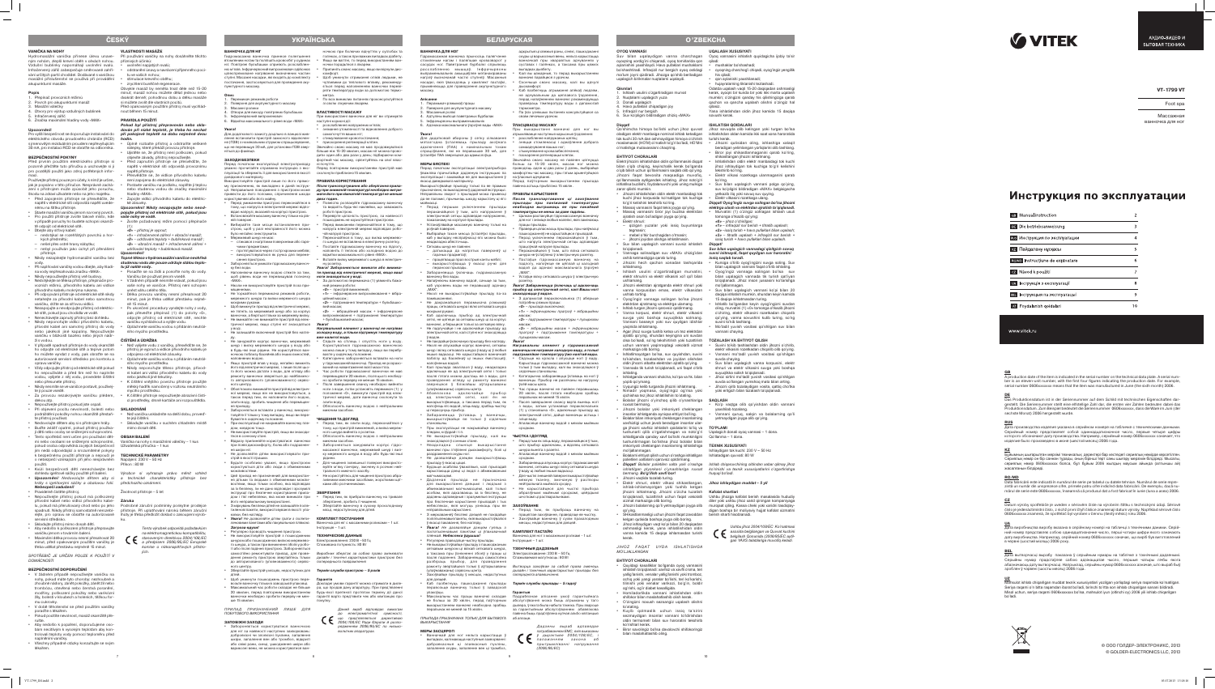# ČESKÝ

# УКРАЇНСЬКА

# БЕЛАРУСКАЯ

# O'ZBEKCHA

АУДИО-ВИДЕО И БЫТОВАЯ ТЕХНИКА

VITEK

VT-1799 VT

Foot spa

Массажная ванночка для ног

# Инструкция по эксплуатации

| | |
|---|---|
| GB Manual instruction | 2 |
| DE Bedienungsanleitung | 3 |
| RUS Инструкция по эксплуатации | 4 |
| KZ Пайдалану нұсқасы | 5 |
| ROM Instrucţiune de exploatare | 6 |
| CZ Návod k použití | 7 |
| UA Інструкція з експлуатації | 8 |
| BEL Інструкцыя па эксплуатацыі | 9 |
| UZ Foydalanish qoidalari | 10 |

www.vitek.ru

**GB**
A production date of the item is indicated in the serial number on the technical data plate. A serial number is an eleven-digit number, with the first four figures indicating the production date. For example, serial number 0606xxxxxxx means that the item was manufactured in June (the sixth month) 2006.

**DE**
Das Produktionsdatum ist in der Seriennummer auf dem Schild mit technischen Eigenschaften angegeben. Die Seriennummer stellt eine elfstellige Zahl dar, die vier ersten Ziffern bedeuten dabei das Produktionsdatum. Zum Beispiel bedeutet die Seriennummer 0606xxxxxxx, dass das Gerät im Juni (der sechste Monat) 2006 hergestellt wurde.

**RUS**
Дата производства изделия указана в серийном номере на табличке с техническими данными. Серийный номер представляет собой одиннадцатизначное число, первые четыре цифры которого обозначают дату производства. Например, серийный номер 0606xxxxxxx означает, что изделие было произведено в июне (шестой месяц) 2006 года.

**KZ**
Бұйымның шығарылған мерзімі техникалық деректер бар кестедегі сериялық нөмірде көрсетілген. Сериялық нөмір он бір таңбалы сан, оның алғашқы төрт таңбасы шығарылған мерзімін білдіреді. Мысалы, сериялық нөмір 0606xxxxxxx болса, бұл бұйым 2006 жылдың маусым айында (алтыншы ай) жасалғанын білдіреді.

**ROM**
Data fabricării este indicată în numărul de serie pe tăbliţa cu datele tehnice. Numărul de serie reprezintă un număr din unsprezece cifre, primele patru indicând data fabricării. De exemplu, dacă numărul de serie este 0606xxxxxxx, înseamnă că produsul dat a fost fabricat în iunie (luna a şasea) 2006.

**CZ**
Datum výroby spotřebiče je uvedeno v sériovém čísle na výrobním štítku s technickými údaji. Sériové číslo je jedenáctimístné číslo, z nichž první čtyři čísla označují datum výroby. Například sériové číslo 0606xxxxxxx znamená, že spotřebič byl vyroben v červnu (šestý měsíc) roku 2006.

**UA**
Дата виробництва виробу вказана в серійному номері на табличці з технічними даними. Серійний номер представляє собою одинадцятизначне число, перші чотири цифри якого позначають дату виробництва. Наприклад, серійний номер 0606xxxxxxx означає, що виріб був виготовлений у червні (шостий місяць) 2006 року.

**BEL**
Дата вытворчасці вырабу пазначана ў серыйным нумары на таблічцы з тэхнічнымі дадзенымі. Серыйны нумар уяўляе сабой адзінаццаці значны лік, першыя чатыры лічбы якога пазначаюць дату вытворчасці. Напрыклад, серыйны нумар 0606xxxxxxx азначае, што выраб быў выраблены ў чэрвені (шосты месяц) 2006 года.

**UZ**
Mahsulot ishlab chiqarilgan sanasi texnik ma'lumotlari yozilgan yorliqdagi seriya raqamida ko'rsatilgan. Seriya raqami o'n bitta raqamdan iborat bo'ladi, birinchi to'rtta son ishlab chiqarilgan sanani bildiradi. Misol uchun, seriya raqami 0606xxxxxxx bo'lsa, mahsulot iyun (oltinchi oy) 2006 yili ishlab chiqarilgan.

© ООО ГОЛДЕР-ЭЛЕКТРОНИКС, 2013
© GOLDER-ELECTRONICS LLC, 2013